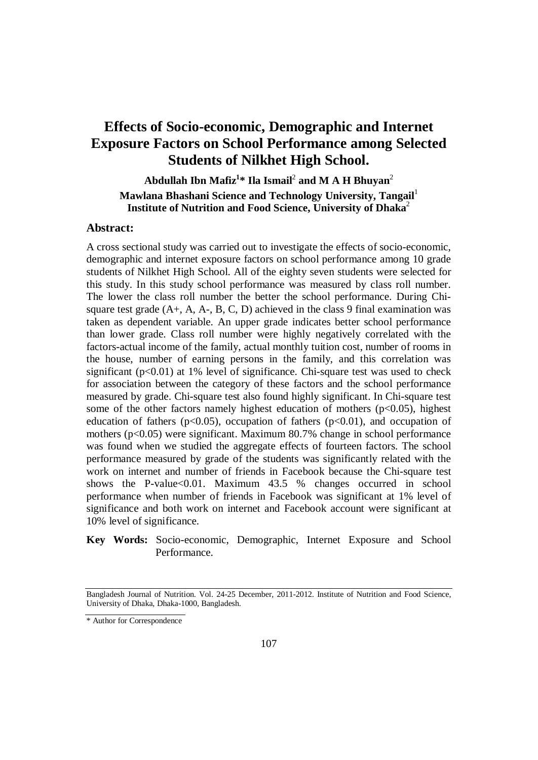# Effects of Socio-economic, Demographic and Internet Exposure Factors on School Performance among Selected Students of Nilkhet High School.

**Abdullah Ibn Mafiz[1]* Ila Ismail[2] and M A H Bhuyan[2]**

**Mawlana Bhashani Science and Technology University, Tangail[1]**
**Institute of Nutrition and Food Science, University of Dhaka[2]**

## Abstract:

A cross sectional study was carried out to investigate the effects of socio-economic, demographic and internet exposure factors on school performance among 10 grade students of Nilkhet High School. All of the eighty seven students were selected for this study. In this study school performance was measured by class roll number. The lower the class roll number the better the school performance. During Chi-square test grade (A+, A, A-, B, C, D) achieved in the class 9 final examination was taken as dependent variable. An upper grade indicates better school performance than lower grade. Class roll number were highly negatively correlated with the factors-actual income of the family, actual monthly tuition cost, number of rooms in the house, number of earning persons in the family, and this correlation was significant ($p<0.01$) at 1% level of significance. Chi-square test was used to check for association between the category of these factors and the school performance measured by grade. Chi-square test also found highly significant. In Chi-square test some of the other factors namely highest education of mothers ($p<0.05$), highest education of fathers ($p<0.05$), occupation of fathers ($p<0.01$), and occupation of mothers ($p<0.05$) were significant. Maximum 80.7% change in school performance was found when we studied the aggregate effects of fourteen factors. The school performance measured by grade of the students was significantly related with the work on internet and number of friends in Facebook because the Chi-square test shows the P-value<0.01. Maximum 43.5 % changes occurred in school performance when number of friends in Facebook was significant at 1% level of significance and both work on internet and Facebook account were significant at 10% level of significance.

**Key Words:** Socio-economic, Demographic, Internet Exposure and School Performance.

---

Bangladesh Journal of Nutrition. Vol. 24-25 December, 2011-2012. Institute of Nutrition and Food Science, University of Dhaka, Dhaka-1000, Bangladesh.

* Author for Correspondence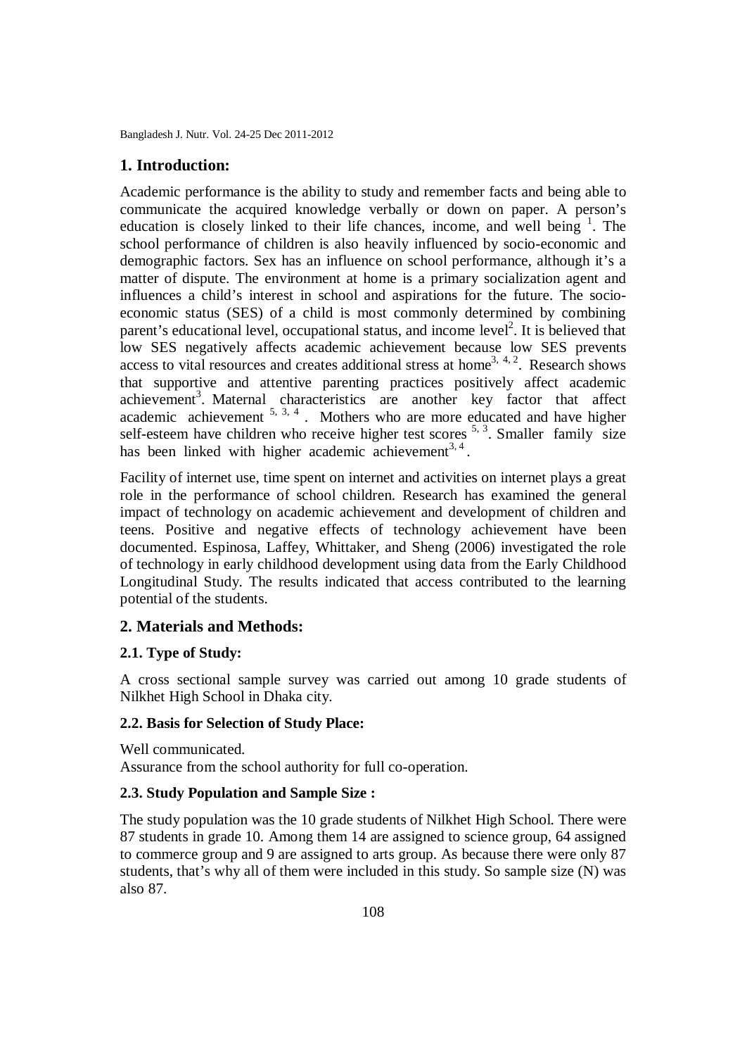## 1. Introduction:

Academic performance is the ability to study and remember facts and being able to communicate the acquired knowledge verbally or down on paper. A person's education is closely linked to their life chances, income, and well being [1]. The school performance of children is also heavily influenced by socio-economic and demographic factors. Sex has an influence on school performance, although it's a matter of dispute. The environment at home is a primary socialization agent and influences a child's interest in school and aspirations for the future. The socio-economic status (SES) of a child is most commonly determined by combining parent's educational level, occupational status, and income level[2]. It is believed that low SES negatively affects academic achievement because low SES prevents access to vital resources and creates additional stress at home[3, 4, 2]. Research shows that supportive and attentive parenting practices positively affect academic achievement[3]. Maternal characteristics are another key factor that affect academic achievement [5, 3, 4]. Mothers who are more educated and have higher self-esteem have children who receive higher test scores [5, 3]. Smaller family size has been linked with higher academic achievement[3, 4].

Facility of internet use, time spent on internet and activities on internet plays a great role in the performance of school children. Research has examined the general impact of technology on academic achievement and development of children and teens. Positive and negative effects of technology achievement have been documented. Espinosa, Laffey, Whittaker, and Sheng (2006) investigated the role of technology in early childhood development using data from the Early Childhood Longitudinal Study. The results indicated that access contributed to the learning potential of the students.

## 2. Materials and Methods:

### 2.1. Type of Study:

A cross sectional sample survey was carried out among 10 grade students of Nilkhet High School in Dhaka city.

### 2.2. Basis for Selection of Study Place:

Well communicated.
Assurance from the school authority for full co-operation.

### 2.3. Study Population and Sample Size :

The study population was the 10 grade students of Nilkhet High School. There were 87 students in grade 10. Among them 14 are assigned to science group, 64 assigned to commerce group and 9 are assigned to arts group. As because there were only 87 students, that's why all of them were included in this study. So sample size (N) was also 87.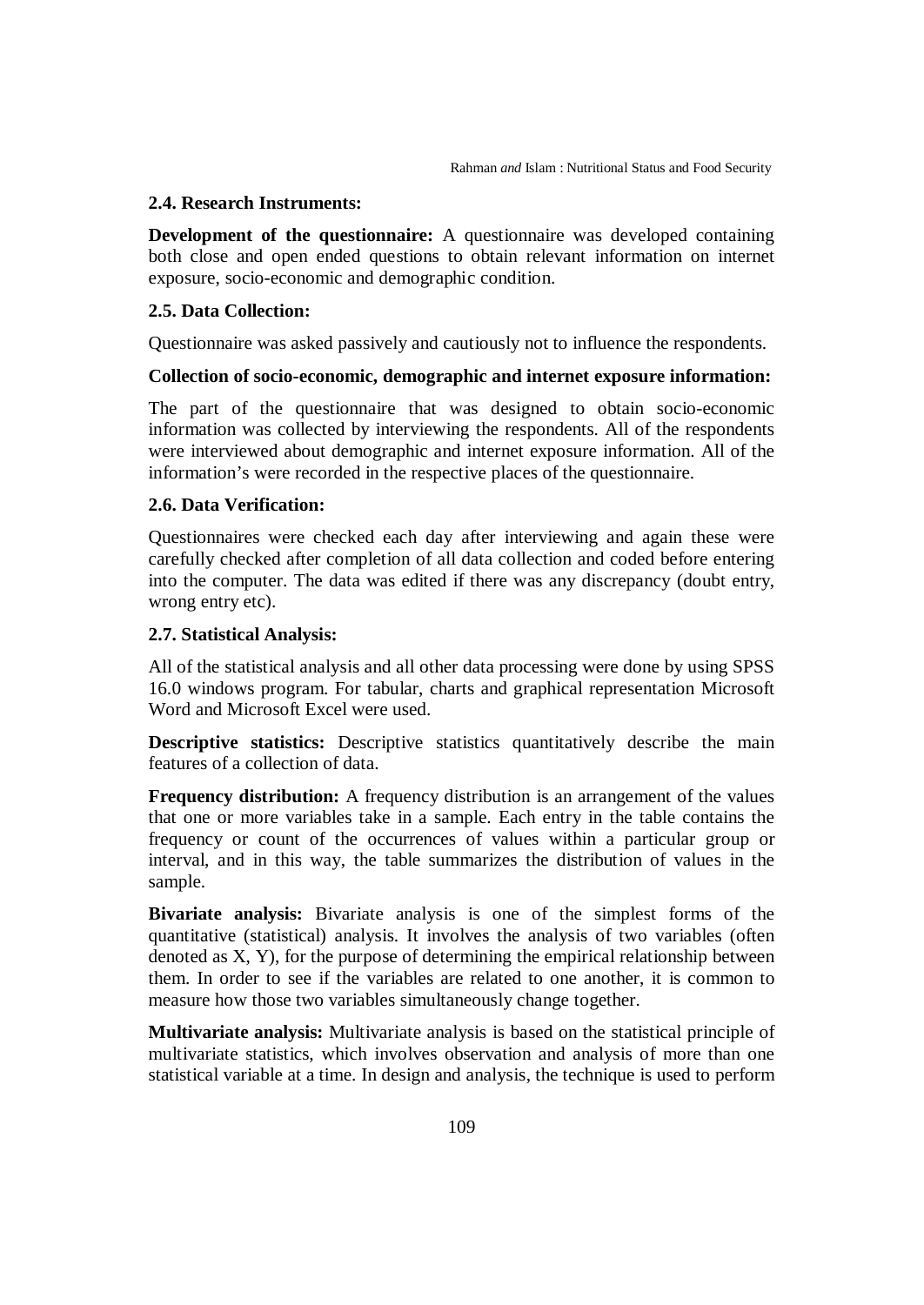### 2.4. Research Instruments:

**Development of the questionnaire:** A questionnaire was developed containing both close and open ended questions to obtain relevant information on internet exposure, socio-economic and demographic condition.

### 2.5. Data Collection:

Questionnaire was asked passively and cautiously not to influence the respondents.

**Collection of socio-economic, demographic and internet exposure information:**

The part of the questionnaire that was designed to obtain socio-economic information was collected by interviewing the respondents. All of the respondents were interviewed about demographic and internet exposure information. All of the information's were recorded in the respective places of the questionnaire.

### 2.6. Data Verification:

Questionnaires were checked each day after interviewing and again these were carefully checked after completion of all data collection and coded before entering into the computer. The data was edited if there was any discrepancy (doubt entry, wrong entry etc).

### 2.7. Statistical Analysis:

All of the statistical analysis and all other data processing were done by using SPSS 16.0 windows program. For tabular, charts and graphical representation Microsoft Word and Microsoft Excel were used.

**Descriptive statistics:** Descriptive statistics quantitatively describe the main features of a collection of data.

**Frequency distribution:** A frequency distribution is an arrangement of the values that one or more variables take in a sample. Each entry in the table contains the frequency or count of the occurrences of values within a particular group or interval, and in this way, the table summarizes the distribution of values in the sample.

**Bivariate analysis:** Bivariate analysis is one of the simplest forms of the quantitative (statistical) analysis. It involves the analysis of two variables (often denoted as X, Y), for the purpose of determining the empirical relationship between them. In order to see if the variables are related to one another, it is common to measure how those two variables simultaneously change together.

**Multivariate analysis:** Multivariate analysis is based on the statistical principle of multivariate statistics, which involves observation and analysis of more than one statistical variable at a time. In design and analysis, the technique is used to perform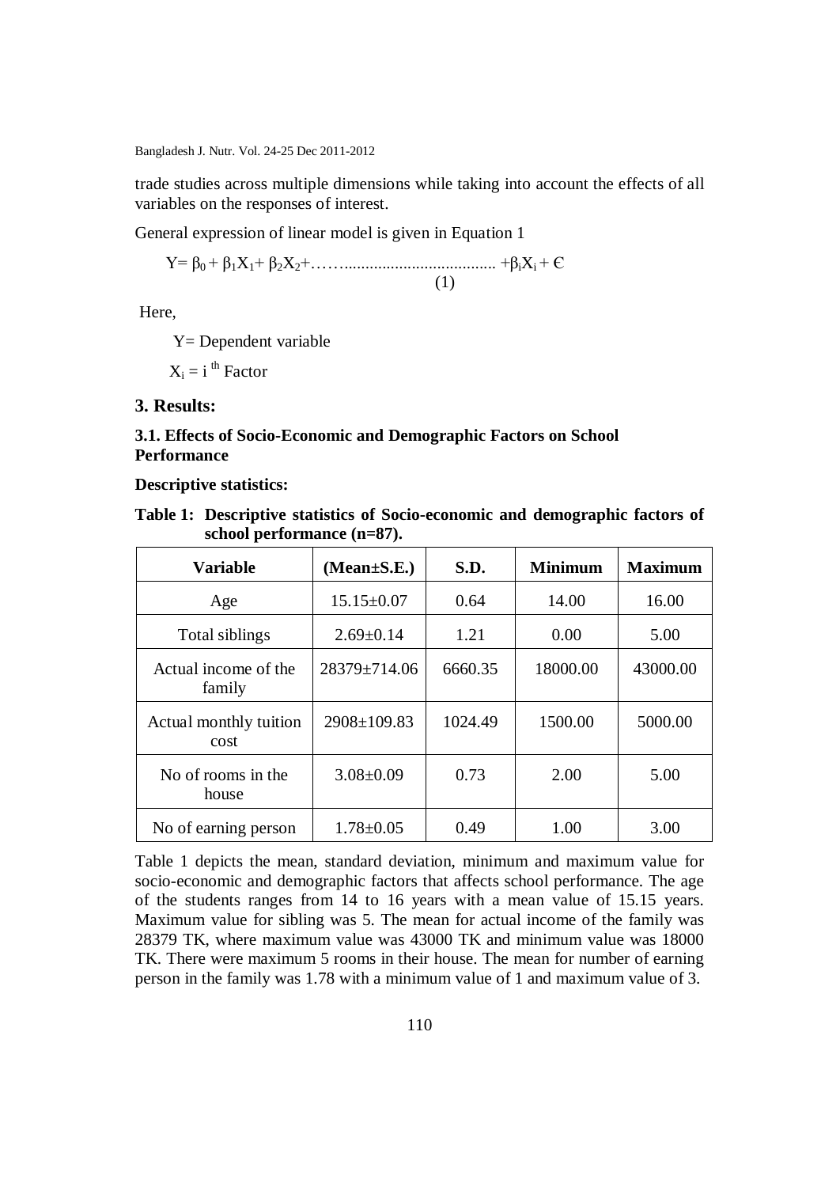trade studies across multiple dimensions while taking into account the effects of all variables on the responses of interest.

General expression of linear model is given in Equation 1

$$Y= \beta_0 + \beta_1 X_1 + \beta_2 X_2 + \ldots\ldots + \beta_i X_i + \epsilon \quad (1)$$

Here,

Y= Dependent variable

$X_i$ = i [th] Factor

## 3. Results:

### 3.1. Effects of Socio-Economic and Demographic Factors on School Performance

**Descriptive statistics:**

**Table 1: Descriptive statistics of Socio-economic and demographic factors of school performance (n=87).**

| Variable | (Mean±S.E.) | S.D. | Minimum | Maximum |
|---|---|---|---|---|
| Age | 15.15±0.07 | 0.64 | 14.00 | 16.00 |
| Total siblings | 2.69±0.14 | 1.21 | 0.00 | 5.00 |
| Actual income of the family | 28379±714.06 | 6660.35 | 18000.00 | 43000.00 |
| Actual monthly tuition cost | 2908±109.83 | 1024.49 | 1500.00 | 5000.00 |
| No of rooms in the house | 3.08±0.09 | 0.73 | 2.00 | 5.00 |
| No of earning person | 1.78±0.05 | 0.49 | 1.00 | 3.00 |

Table 1 depicts the mean, standard deviation, minimum and maximum value for socio-economic and demographic factors that affects school performance. The age of the students ranges from 14 to 16 years with a mean value of 15.15 years. Maximum value for sibling was 5. The mean for actual income of the family was 28379 TK, where maximum value was 43000 TK and minimum value was 18000 TK. There were maximum 5 rooms in their house. The mean for number of earning person in the family was 1.78 with a minimum value of 1 and maximum value of 3.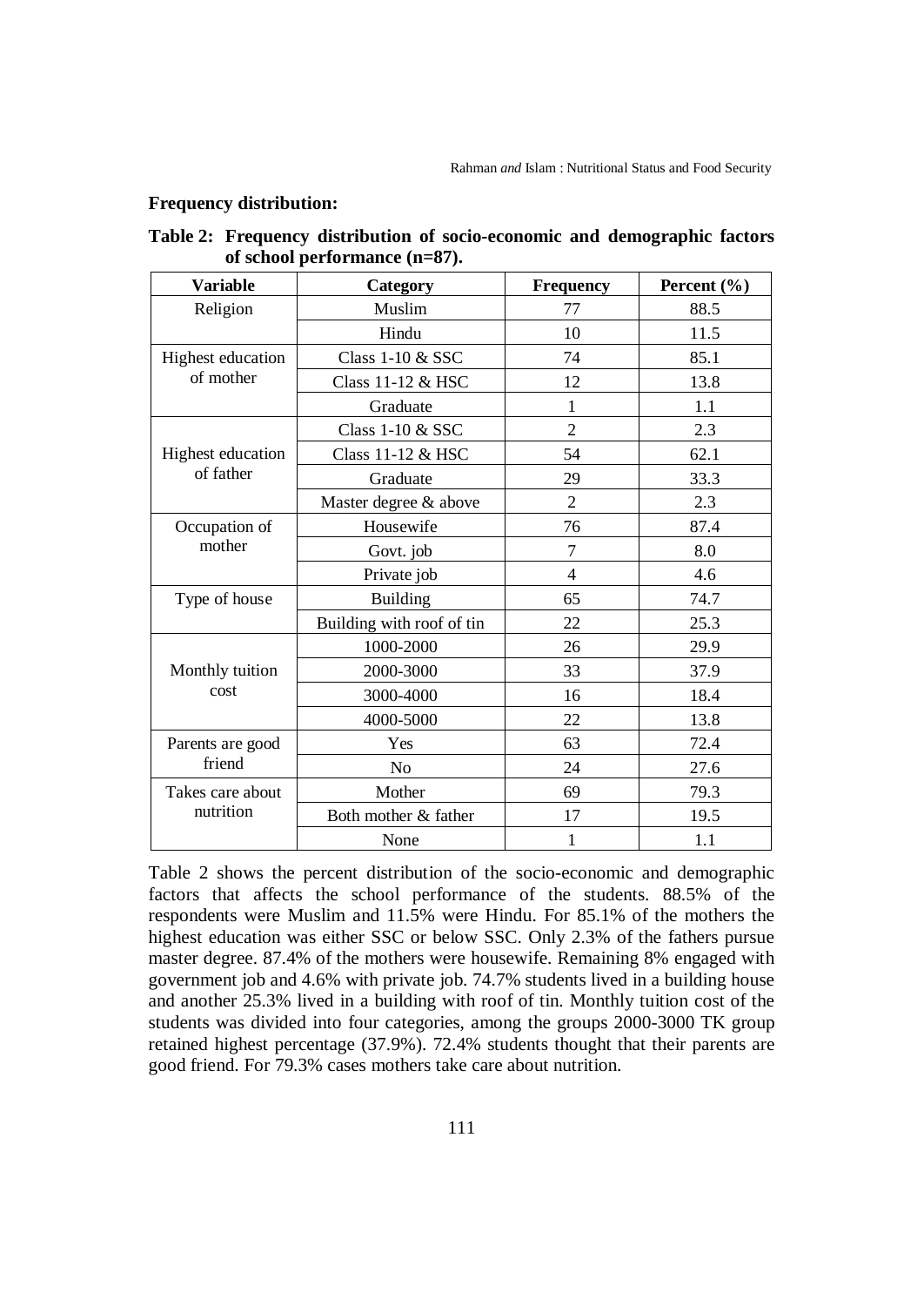**Frequency distribution:**

**Table 2: Frequency distribution of socio-economic and demographic factors of school performance (n=87).**

| Variable | Category | Frequency | Percent (%) |
|---|---|---|---|
| Religion | Muslim | 77 | 88.5 |
| | Hindu | 10 | 11.5 |
| Highest education of mother | Class 1-10 & SSC | 74 | 85.1 |
| | Class 11-12 & HSC | 12 | 13.8 |
| | Graduate | 1 | 1.1 |
| Highest education of father | Class 1-10 & SSC | 2 | 2.3 |
| | Class 11-12 & HSC | 54 | 62.1 |
| | Graduate | 29 | 33.3 |
| | Master degree & above | 2 | 2.3 |
| Occupation of mother | Housewife | 76 | 87.4 |
| | Govt. job | 7 | 8.0 |
| | Private job | 4 | 4.6 |
| Type of house | Building | 65 | 74.7 |
| | Building with roof of tin | 22 | 25.3 |
| Monthly tuition cost | 1000-2000 | 26 | 29.9 |
| | 2000-3000 | 33 | 37.9 |
| | 3000-4000 | 16 | 18.4 |
| | 4000-5000 | 22 | 13.8 |
| Parents are good friend | Yes | 63 | 72.4 |
| | No | 24 | 27.6 |
| Takes care about nutrition | Mother | 69 | 79.3 |
| | Both mother & father | 17 | 19.5 |
| | None | 1 | 1.1 |

Table 2 shows the percent distribution of the socio-economic and demographic factors that affects the school performance of the students. 88.5% of the respondents were Muslim and 11.5% were Hindu. For 85.1% of the mothers the highest education was either SSC or below SSC. Only 2.3% of the fathers pursue master degree. 87.4% of the mothers were housewife. Remaining 8% engaged with government job and 4.6% with private job. 74.7% students lived in a building house and another 25.3% lived in a building with roof of tin. Monthly tuition cost of the students was divided into four categories, among the groups 2000-3000 TK group retained highest percentage (37.9%). 72.4% students thought that their parents are good friend. For 79.3% cases mothers take care about nutrition.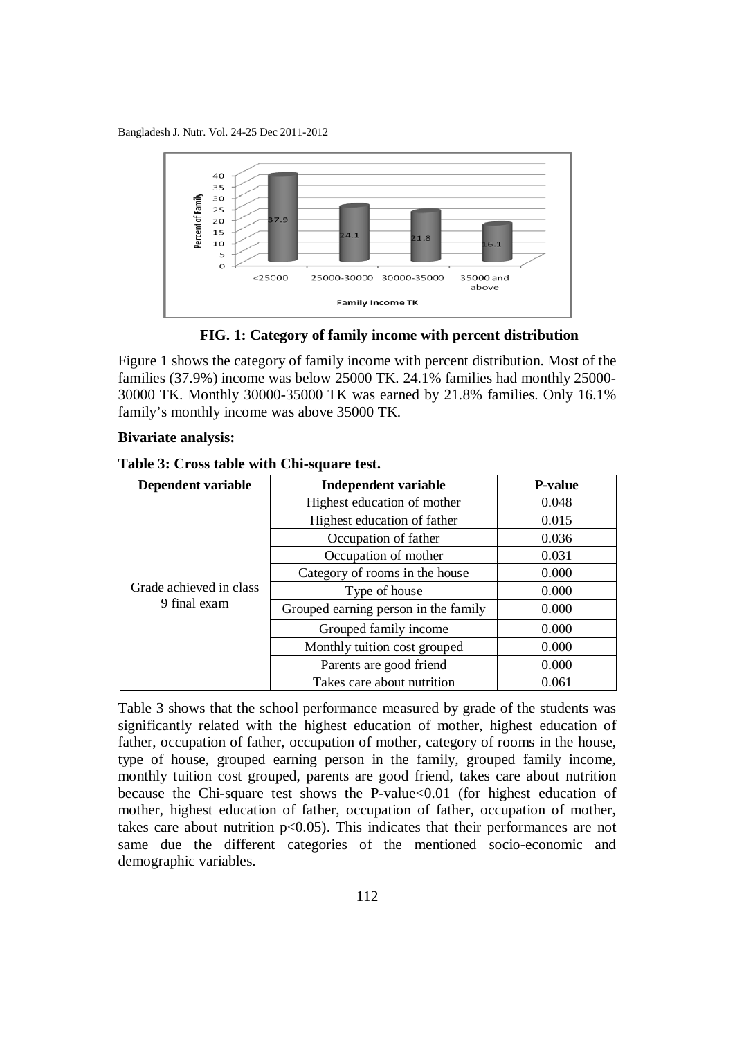**FIG. 1: Category of family income with percent distribution**

Figure 1 shows the category of family income with percent distribution. Most of the families (37.9%) income was below 25000 TK. 24.1% families had monthly 25000-30000 TK. Monthly 30000-35000 TK was earned by 21.8% families. Only 16.1% family's monthly income was above 35000 TK.

**Bivariate analysis:**

**Table 3: Cross table with Chi-square test.**

| Dependent variable | Independent variable | P-value |
|---|---|---|
| Grade achieved in class 9 final exam | Highest education of mother | 0.048 |
| | Highest education of father | 0.015 |
| | Occupation of father | 0.036 |
| | Occupation of mother | 0.031 |
| | Category of rooms in the house | 0.000 |
| | Type of house | 0.000 |
| | Grouped earning person in the family | 0.000 |
| | Grouped family income | 0.000 |
| | Monthly tuition cost grouped | 0.000 |
| | Parents are good friend | 0.000 |
| | Takes care about nutrition | 0.061 |

Table 3 shows that the school performance measured by grade of the students was significantly related with the highest education of mother, highest education of father, occupation of father, occupation of mother, category of rooms in the house, type of house, grouped earning person in the family, grouped family income, monthly tuition cost grouped, parents are good friend, takes care about nutrition because the Chi-square test shows the P-value<0.01 (for highest education of mother, highest education of father, occupation of father, occupation of mother, takes care about nutrition $p<0.05$). This indicates that their performances are not same due the different categories of the mentioned socio-economic and demographic variables.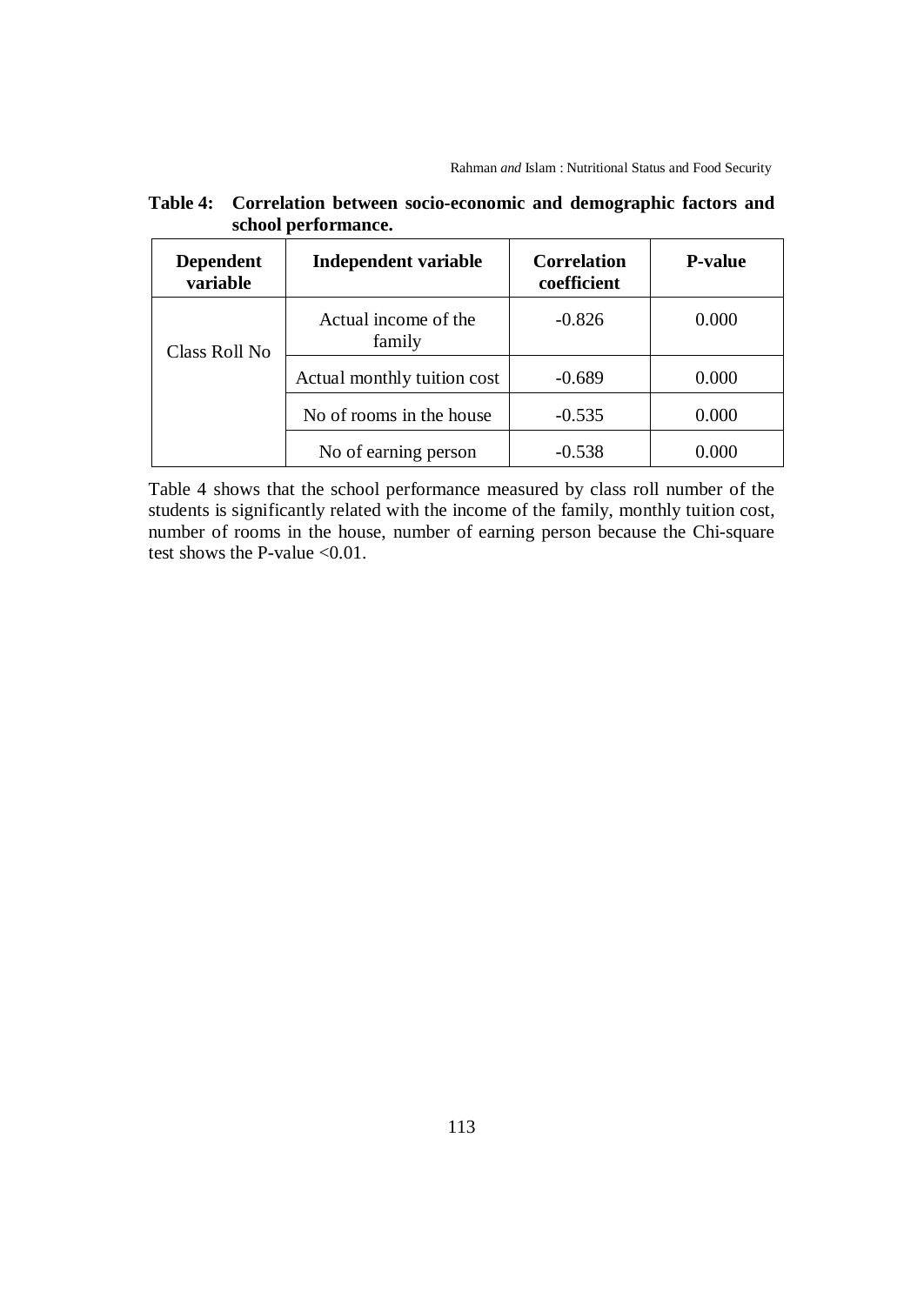**Table 4: Correlation between socio-economic and demographic factors and school performance.**

| Dependent variable | Independent variable | Correlation coefficient | P-value |
|---|---|---|---|
| Class Roll No | Actual income of the family | -0.826 | 0.000 |
| | Actual monthly tuition cost | -0.689 | 0.000 |
| | No of rooms in the house | -0.535 | 0.000 |
| | No of earning person | -0.538 | 0.000 |

Table 4 shows that the school performance measured by class roll number of the students is significantly related with the income of the family, monthly tuition cost, number of rooms in the house, number of earning person because the Chi-square test shows the P-value <0.01.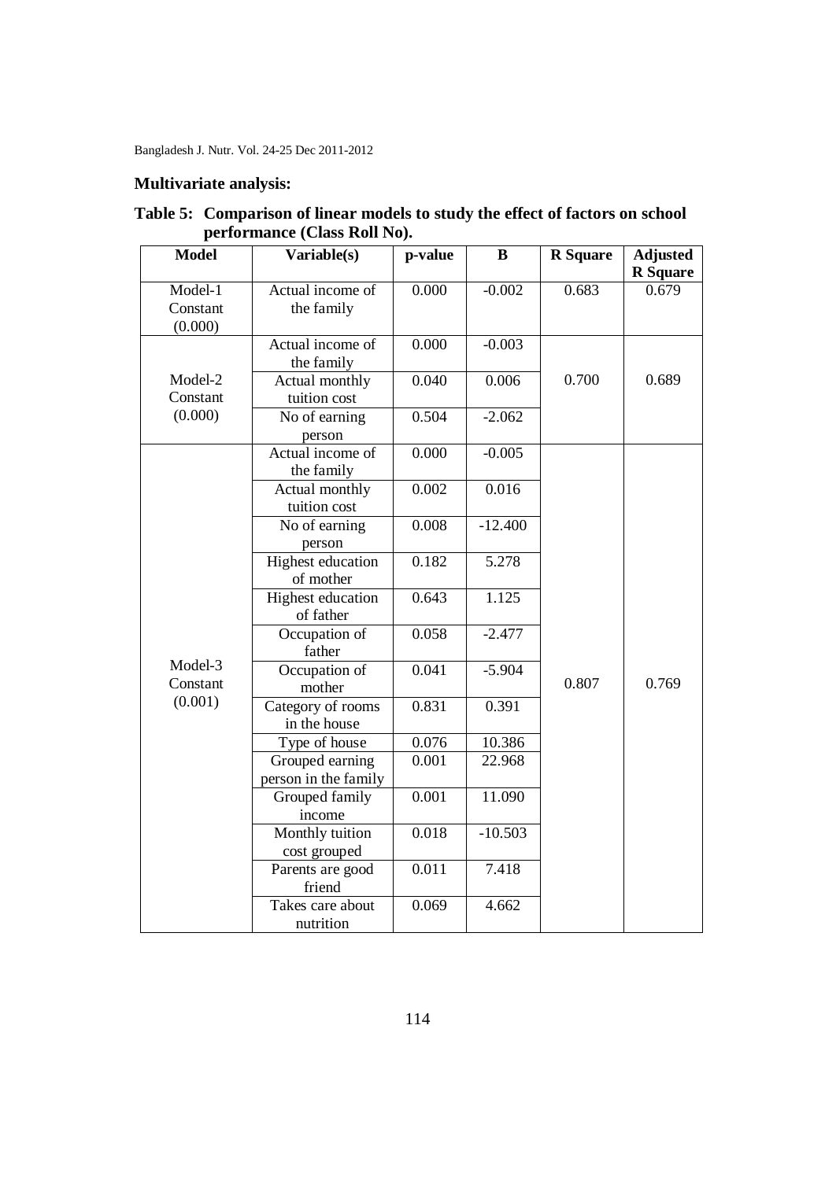## Multivariate analysis:

**Table 5: Comparison of linear models to study the effect of factors on school performance (Class Roll No).**

| Model | Variable(s) | p-value | B | R Square | Adjusted R Square |
|---|---|---|---|---|---|
| Model-1 Constant (0.000) | Actual income of the family | 0.000 | -0.002 | 0.683 | 0.679 |
| Model-2 Constant (0.000) | Actual income of the family | 0.000 | -0.003 | 0.700 | 0.689 |
| | Actual monthly tuition cost | 0.040 | 0.006 | | |
| | No of earning person | 0.504 | -2.062 | | |
| Model-3 Constant (0.001) | Actual income of the family | 0.000 | -0.005 | 0.807 | 0.769 |
| | Actual monthly tuition cost | 0.002 | 0.016 | | |
| | No of earning person | 0.008 | -12.400 | | |
| | Highest education of mother | 0.182 | 5.278 | | |
| | Highest education of father | 0.643 | 1.125 | | |
| | Occupation of father | 0.058 | -2.477 | | |
| | Occupation of mother | 0.041 | -5.904 | | |
| | Category of rooms in the house | 0.831 | 0.391 | | |
| | Type of house | 0.076 | 10.386 | | |
| | Grouped earning person in the family | 0.001 | 22.968 | | |
| | Grouped family income | 0.001 | 11.090 | | |
| | Monthly tuition cost grouped | 0.018 | -10.503 | | |
| | Parents are good friend | 0.011 | 7.418 | | |
| | Takes care about nutrition | 0.069 | 4.662 | | |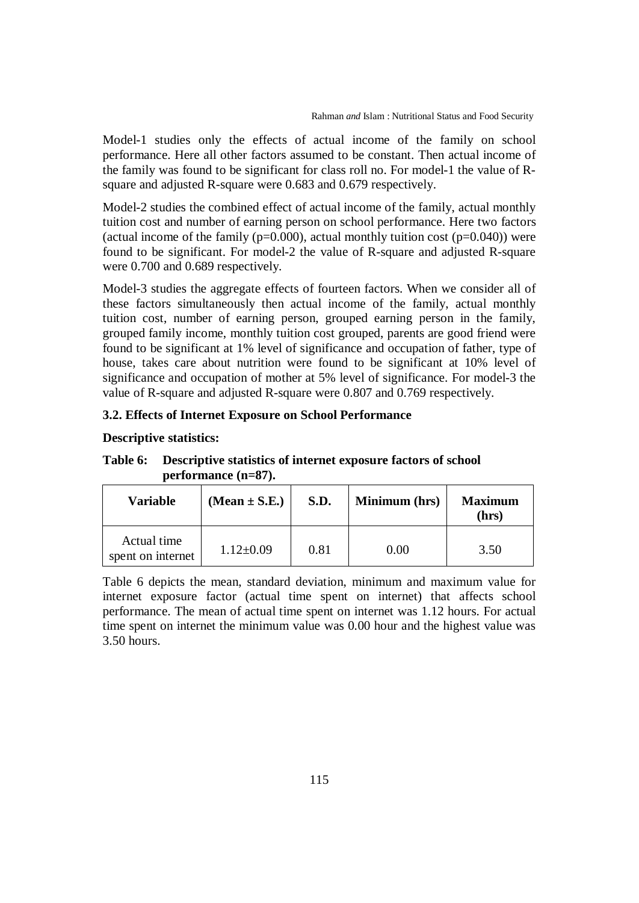Model-1 studies only the effects of actual income of the family on school performance. Here all other factors assumed to be constant. Then actual income of the family was found to be significant for class roll no. For model-1 the value of R-square and adjusted R-square were 0.683 and 0.679 respectively.

Model-2 studies the combined effect of actual income of the family, actual monthly tuition cost and number of earning person on school performance. Here two factors (actual income of the family ($p=0.000$), actual monthly tuition cost ($p=0.040$)) were found to be significant. For model-2 the value of R-square and adjusted R-square were 0.700 and 0.689 respectively.

Model-3 studies the aggregate effects of fourteen factors. When we consider all of these factors simultaneously then actual income of the family, actual monthly tuition cost, number of earning person, grouped earning person in the family, grouped family income, monthly tuition cost grouped, parents are good friend were found to be significant at 1% level of significance and occupation of father, type of house, takes care about nutrition were found to be significant at 10% level of significance and occupation of mother at 5% level of significance. For model-3 the value of R-square and adjusted R-square were 0.807 and 0.769 respectively.

### 3.2. Effects of Internet Exposure on School Performance

**Descriptive statistics:**

**Table 6: Descriptive statistics of internet exposure factors of school performance (n=87).**

| Variable | (Mean ± S.E.) | S.D. | Minimum (hrs) | Maximum (hrs) |
|---|---|---|---|---|
| Actual time spent on internet | 1.12±0.09 | 0.81 | 0.00 | 3.50 |

Table 6 depicts the mean, standard deviation, minimum and maximum value for internet exposure factor (actual time spent on internet) that affects school performance. The mean of actual time spent on internet was 1.12 hours. For actual time spent on internet the minimum value was 0.00 hour and the highest value was 3.50 hours.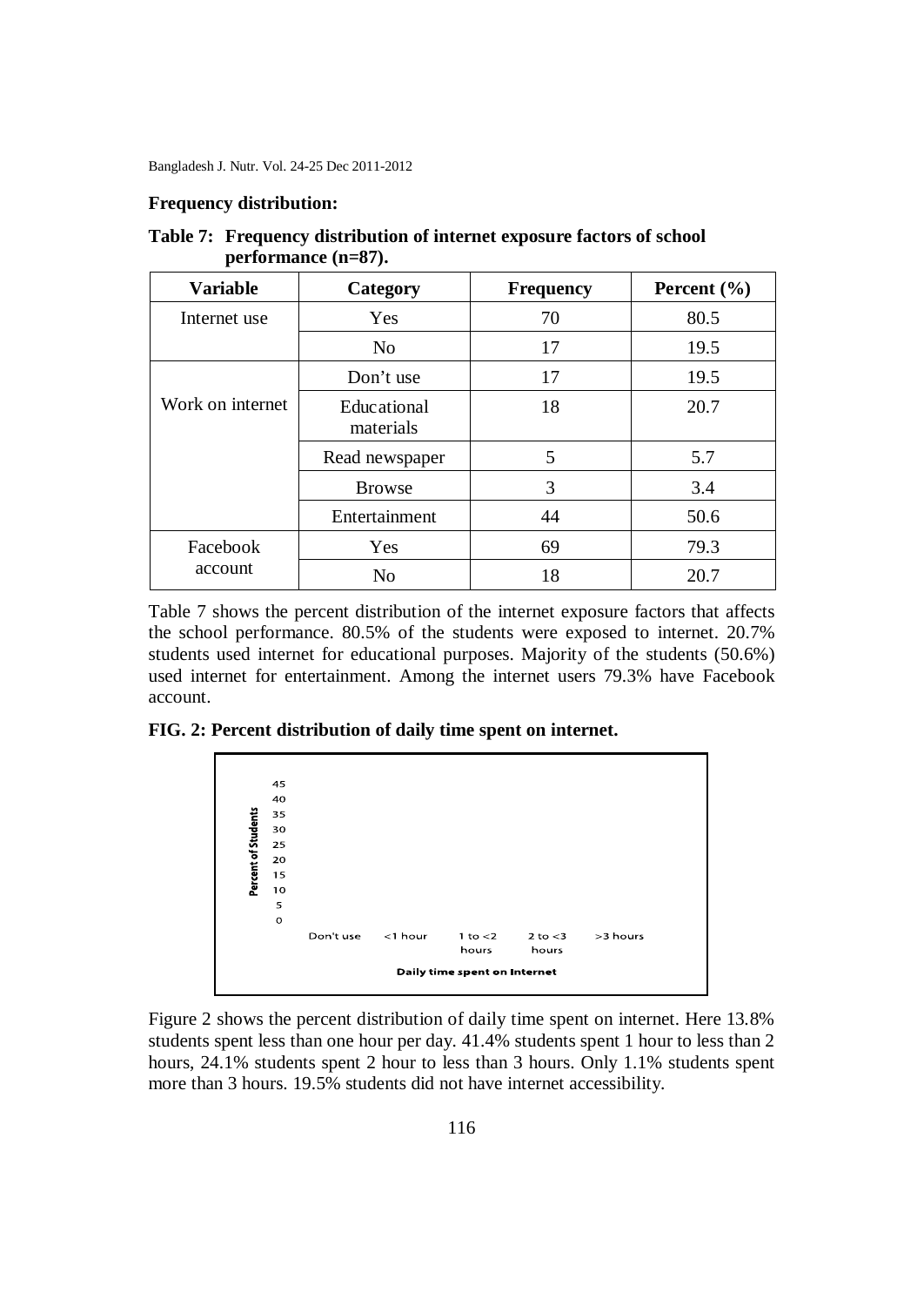**Frequency distribution:**

**Table 7: Frequency distribution of internet exposure factors of school performance (n=87).**

| Variable | Category | Frequency | Percent (%) |
|---|---|---|---|
| Internet use | Yes | 70 | 80.5 |
| | No | 17 | 19.5 |
| Work on internet | Don't use | 17 | 19.5 |
| | Educational materials | 18 | 20.7 |
| | Read newspaper | 5 | 5.7 |
| | Browse | 3 | 3.4 |
| | Entertainment | 44 | 50.6 |
| Facebook account | Yes | 69 | 79.3 |
| | No | 18 | 20.7 |

Table 7 shows the percent distribution of the internet exposure factors that affects the school performance. 80.5% of the students were exposed to internet. 20.7% students used internet for educational purposes. Majority of the students (50.6%) used internet for entertainment. Among the internet users 79.3% have Facebook account.

**FIG. 2: Percent distribution of daily time spent on internet.**

Figure 2 shows the percent distribution of daily time spent on internet. Here 13.8% students spent less than one hour per day. 41.4% students spent 1 hour to less than 2 hours, 24.1% students spent 2 hour to less than 3 hours. Only 1.1% students spent more than 3 hours. 19.5% students did not have internet accessibility.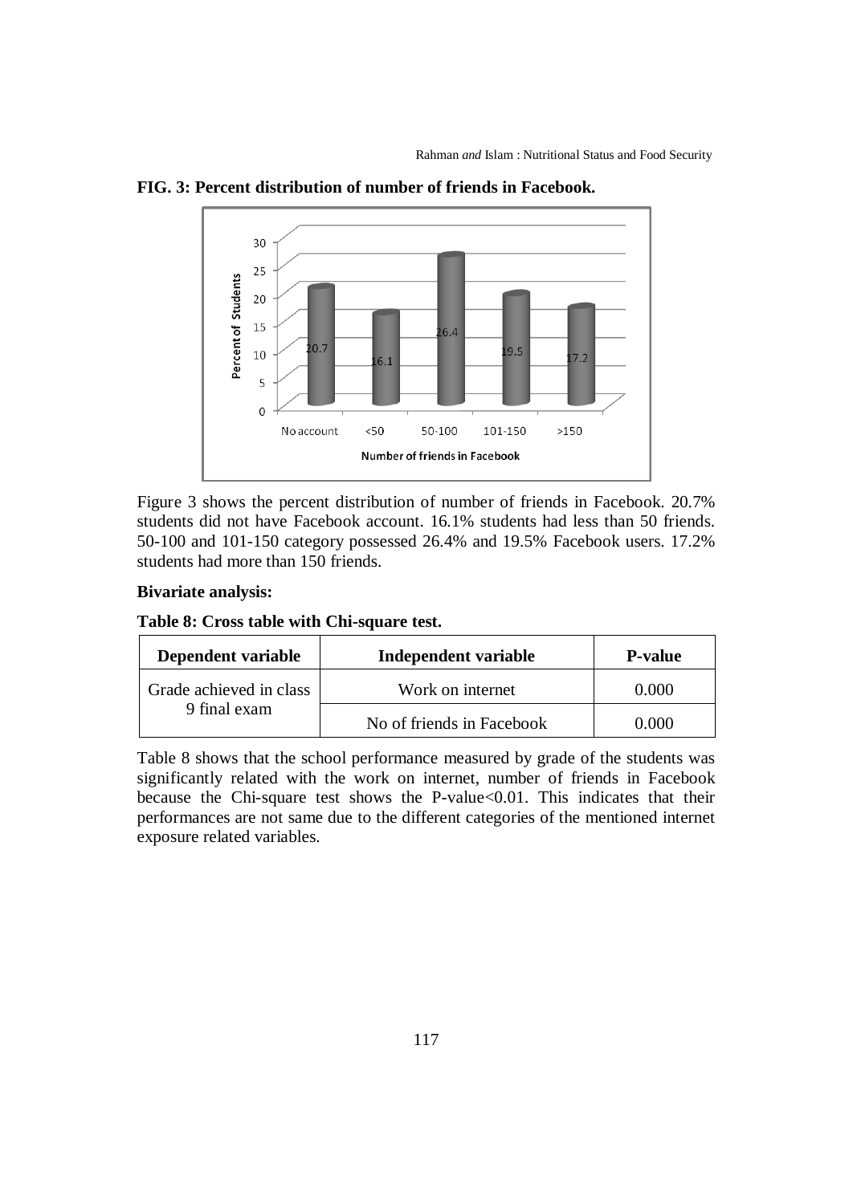**FIG. 3: Percent distribution of number of friends in Facebook.**

Figure 3 shows the percent distribution of number of friends in Facebook. 20.7% students did not have Facebook account. 16.1% students had less than 50 friends. 50-100 and 101-150 category possessed 26.4% and 19.5% Facebook users. 17.2% students had more than 150 friends.

**Bivariate analysis:**

**Table 8: Cross table with Chi-square test.**

| Dependent variable | Independent variable | P-value |
|---|---|---|
| Grade achieved in class 9 final exam | Work on internet | 0.000 |
| | No of friends in Facebook | 0.000 |

Table 8 shows that the school performance measured by grade of the students was significantly related with the work on internet, number of friends in Facebook because the Chi-square test shows the P-value<0.01. This indicates that their performances are not same due to the different categories of the mentioned internet exposure related variables.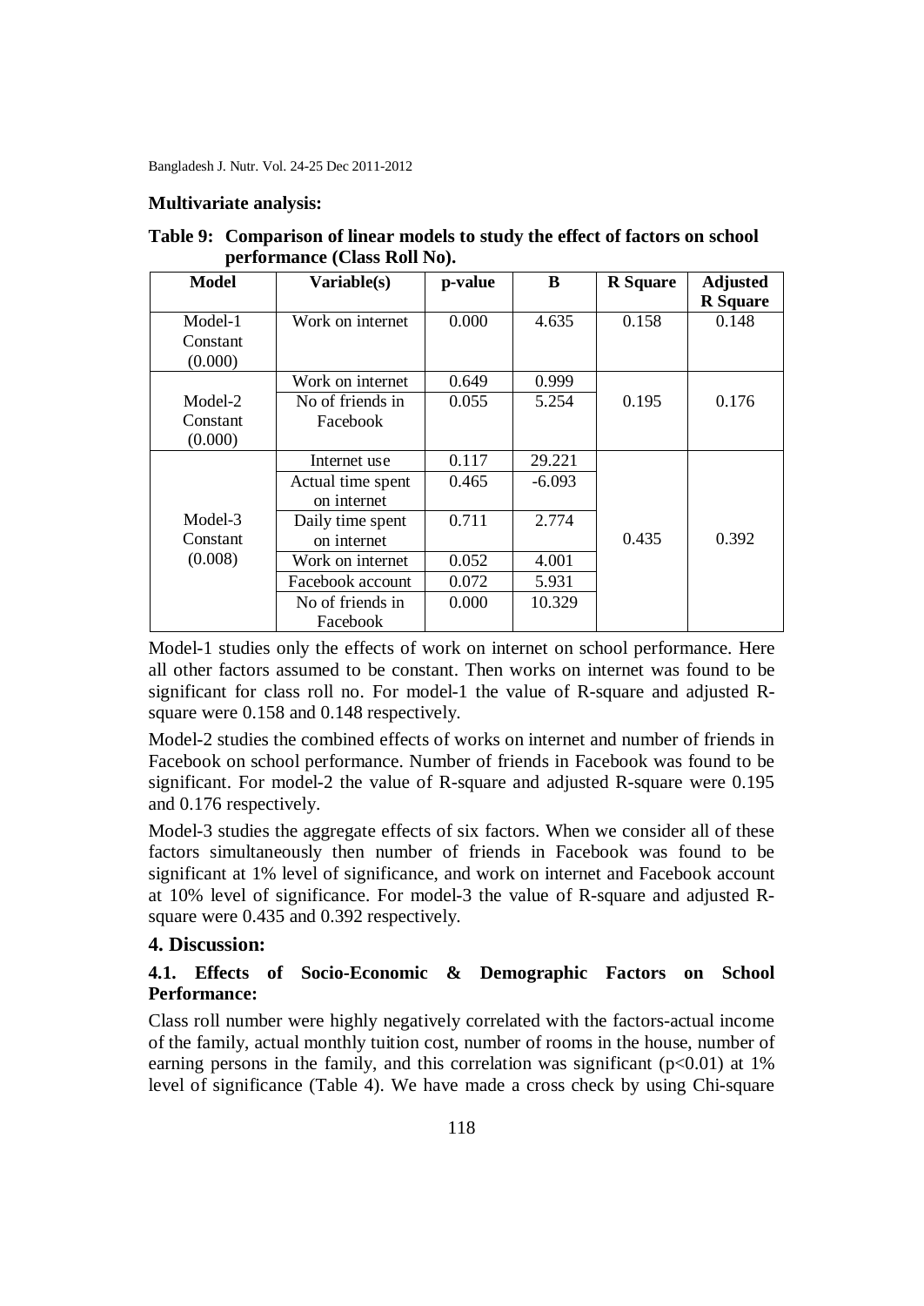**Multivariate analysis:**

**Table 9: Comparison of linear models to study the effect of factors on school performance (Class Roll No).**

| Model | Variable(s) | p-value | B | R Square | Adjusted R Square |
|---|---|---|---|---|---|
| Model-1 Constant (0.000) | Work on internet | 0.000 | 4.635 | 0.158 | 0.148 |
| Model-2 Constant (0.000) | Work on internet | 0.649 | 0.999 | 0.195 | 0.176 |
| | No of friends in Facebook | 0.055 | 5.254 | | |
| Model-3 Constant (0.008) | Internet use | 0.117 | 29.221 | 0.435 | 0.392 |
| | Actual time spent on internet | 0.465 | -6.093 | | |
| | Daily time spent on internet | 0.711 | 2.774 | | |
| | Work on internet | 0.052 | 4.001 | | |
| | Facebook account | 0.072 | 5.931 | | |
| | No of friends in Facebook | 0.000 | 10.329 | | |

Model-1 studies only the effects of work on internet on school performance. Here all other factors assumed to be constant. Then works on internet was found to be significant for class roll no. For model-1 the value of R-square and adjusted R-square were 0.158 and 0.148 respectively.

Model-2 studies the combined effects of works on internet and number of friends in Facebook on school performance. Number of friends in Facebook was found to be significant. For model-2 the value of R-square and adjusted R-square were 0.195 and 0.176 respectively.

Model-3 studies the aggregate effects of six factors. When we consider all of these factors simultaneously then number of friends in Facebook was found to be significant at 1% level of significance, and work on internet and Facebook account at 10% level of significance. For model-3 the value of R-square and adjusted R-square were 0.435 and 0.392 respectively.

## 4. Discussion:

### 4.1. Effects of Socio-Economic & Demographic Factors on School Performance:

Class roll number were highly negatively correlated with the factors-actual income of the family, actual monthly tuition cost, number of rooms in the house, number of earning persons in the family, and this correlation was significant ($p<0.01$) at 1% level of significance (Table 4). We have made a cross check by using Chi-square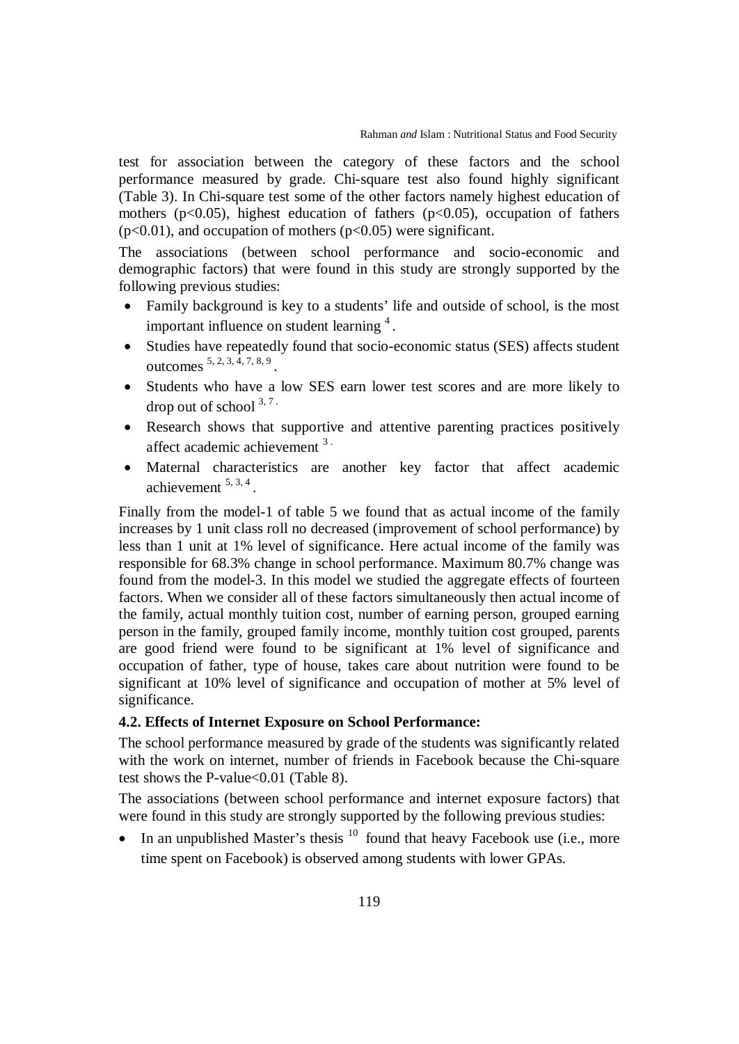test for association between the category of these factors and the school performance measured by grade. Chi-square test also found highly significant (Table 3). In Chi-square test some of the other factors namely highest education of mothers ($p<0.05$), highest education of fathers ($p<0.05$), occupation of fathers ($p<0.01$), and occupation of mothers ($p<0.05$) were significant.

The associations (between school performance and socio-economic and demographic factors) that were found in this study are strongly supported by the following previous studies:

- Family background is key to a students' life and outside of school, is the most important influence on student learning [4].
- Studies have repeatedly found that socio-economic status (SES) affects student outcomes [5, 2, 3, 4, 7, 8, 9].
- Students who have a low SES earn lower test scores and are more likely to drop out of school [3, 7].
- Research shows that supportive and attentive parenting practices positively affect academic achievement [3].
- Maternal characteristics are another key factor that affect academic achievement [5, 3, 4].

Finally from the model-1 of table 5 we found that as actual income of the family increases by 1 unit class roll no decreased (improvement of school performance) by less than 1 unit at 1% level of significance. Here actual income of the family was responsible for 68.3% change in school performance. Maximum 80.7% change was found from the model-3. In this model we studied the aggregate effects of fourteen factors. When we consider all of these factors simultaneously then actual income of the family, actual monthly tuition cost, number of earning person, grouped earning person in the family, grouped family income, monthly tuition cost grouped, parents are good friend were found to be significant at 1% level of significance and occupation of father, type of house, takes care about nutrition were found to be significant at 10% level of significance and occupation of mother at 5% level of significance.

**4.2. Effects of Internet Exposure on School Performance:**

The school performance measured by grade of the students was significantly related with the work on internet, number of friends in Facebook because the Chi-square test shows the P-value<0.01 (Table 8).

The associations (between school performance and internet exposure factors) that were found in this study are strongly supported by the following previous studies:

- In an unpublished Master's thesis [10] found that heavy Facebook use (i.e., more time spent on Facebook) is observed among students with lower GPAs.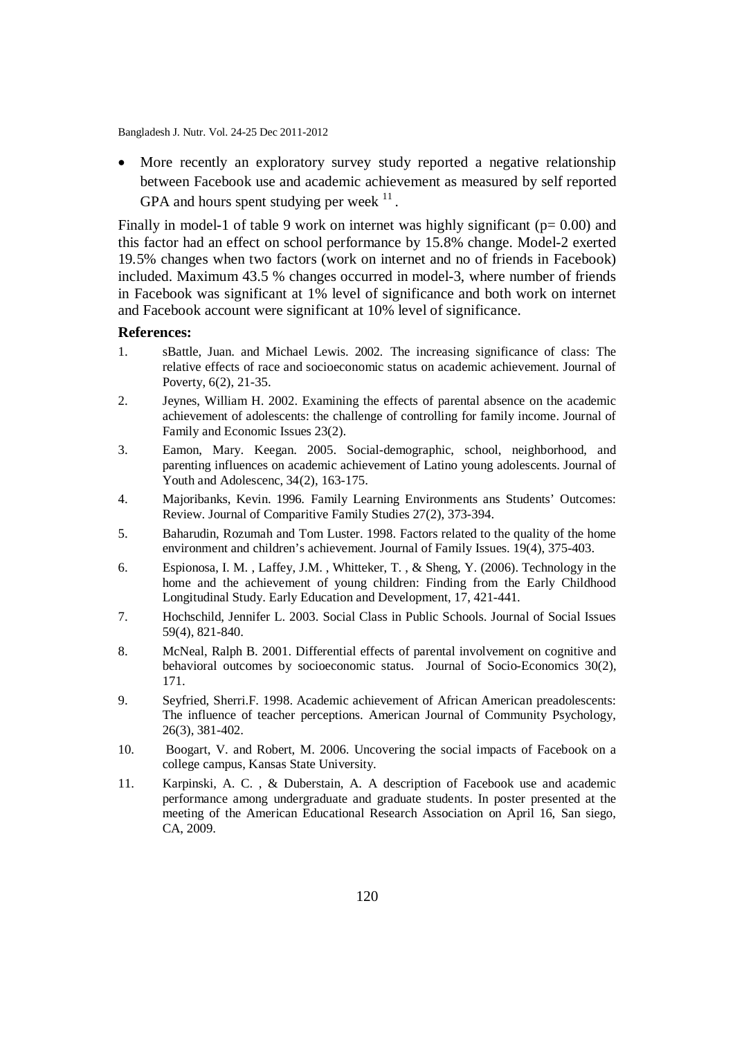- More recently an exploratory survey study reported a negative relationship between Facebook use and academic achievement as measured by self reported GPA and hours spent studying per week [11].

Finally in model-1 of table 9 work on internet was highly significant (p= 0.00) and this factor had an effect on school performance by 15.8% change. Model-2 exerted 19.5% changes when two factors (work on internet and no of friends in Facebook) included. Maximum 43.5 % changes occurred in model-3, where number of friends in Facebook was significant at 1% level of significance and both work on internet and Facebook account were significant at 10% level of significance.

**References:**

1. sBattle, Juan. and Michael Lewis. 2002. The increasing significance of class: The relative effects of race and socioeconomic status on academic achievement. Journal of Poverty, 6(2), 21-35.
2. Jeynes, William H. 2002. Examining the effects of parental absence on the academic achievement of adolescents: the challenge of controlling for family income. Journal of Family and Economic Issues 23(2).
3. Eamon, Mary. Keegan. 2005. Social-demographic, school, neighborhood, and parenting influences on academic achievement of Latino young adolescents. Journal of Youth and Adolescenc, 34(2), 163-175.
4. Majoribanks, Kevin. 1996. Family Learning Environments ans Students' Outcomes: Review. Journal of Comparitive Family Studies 27(2), 373-394.
5. Baharudin, Rozumah and Tom Luster. 1998. Factors related to the quality of the home environment and children's achievement. Journal of Family Issues. 19(4), 375-403.
6. Espionosa, I. M. , Laffey, J.M. , Whitteker, T. , & Sheng, Y. (2006). Technology in the home and the achievement of young children: Finding from the Early Childhood Longitudinal Study. Early Education and Development, 17, 421-441.
7. Hochschild, Jennifer L. 2003. Social Class in Public Schools. Journal of Social Issues 59(4), 821-840.
8. McNeal, Ralph B. 2001. Differential effects of parental involvement on cognitive and behavioral outcomes by socioeconomic status. Journal of Socio-Economics 30(2), 171.
9. Seyfried, Sherri.F. 1998. Academic achievement of African American preadolescents: The influence of teacher perceptions. American Journal of Community Psychology, 26(3), 381-402.
10. Boogart, V. and Robert, M. 2006. Uncovering the social impacts of Facebook on a college campus, Kansas State University.
11. Karpinski, A. C. , & Duberstain, A. A description of Facebook use and academic performance among undergraduate and graduate students. In poster presented at the meeting of the American Educational Research Association on April 16, San siego, CA, 2009.